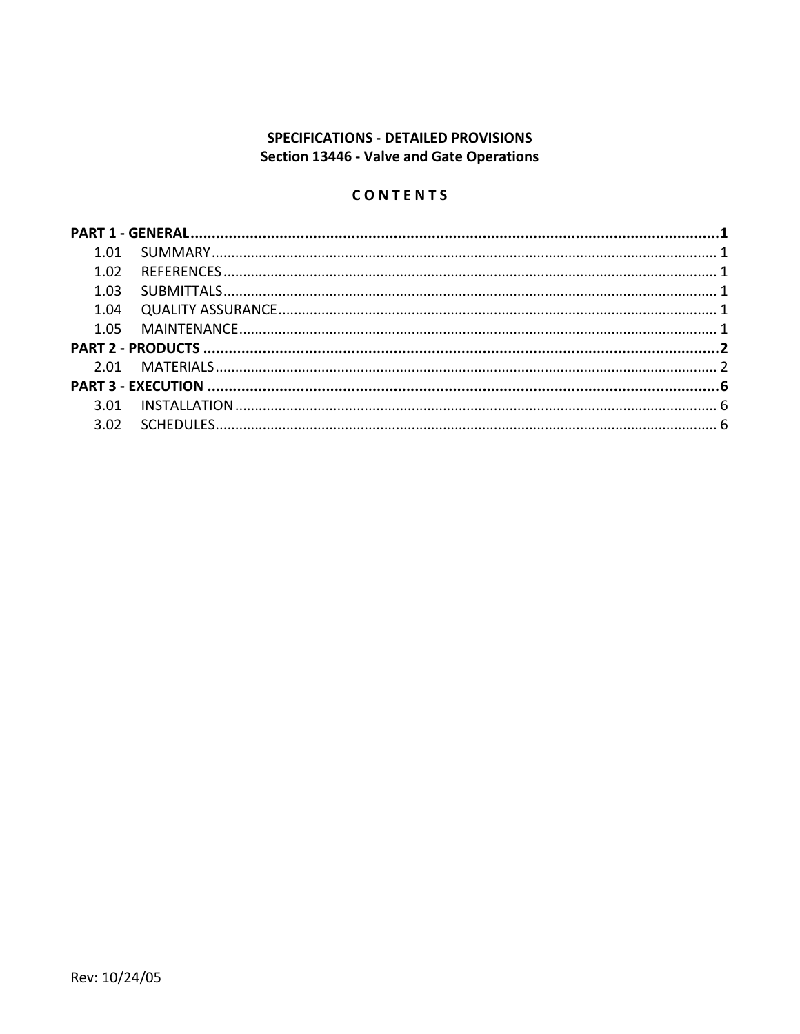**SPECIFICATIONS - DETAILED PROVISIONS**
**Section 13446 - Valve and Gate Operations**

**C O N T E N T S**

**PART 1 - GENERAL ........................................................................ 1**

- 1.01 SUMMARY ........................................................................ 1
- 1.02 REFERENCES ........................................................................ 1
- 1.03 SUBMITTALS ........................................................................ 1
- 1.04 QUALITY ASSURANCE ........................................................................ 1
- 1.05 MAINTENANCE ........................................................................ 1

**PART 2 - PRODUCTS ........................................................................ 2**

- 2.01 MATERIALS ........................................................................ 2

**PART 3 - EXECUTION ........................................................................ 6**

- 3.01 INSTALLATION ........................................................................ 6
- 3.02 SCHEDULES ........................................................................ 6

Rev: 10/24/05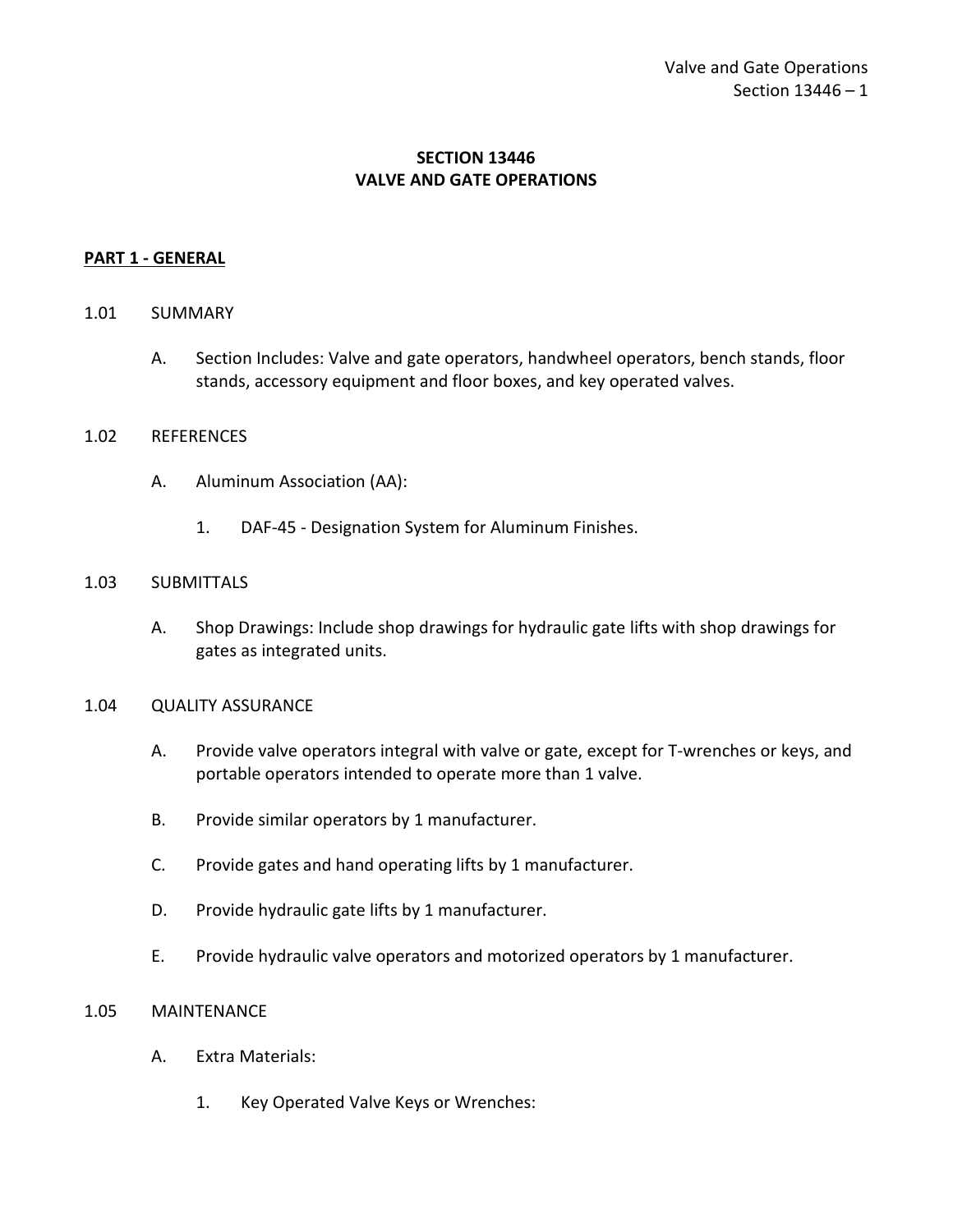# SECTION 13446
# VALVE AND GATE OPERATIONS

## PART 1 - GENERAL

### 1.01 SUMMARY

A. Section Includes: Valve and gate operators, handwheel operators, bench stands, floor stands, accessory equipment and floor boxes, and key operated valves.

### 1.02 REFERENCES

A. Aluminum Association (AA):

1. DAF-45 - Designation System for Aluminum Finishes.

### 1.03 SUBMITTALS

A. Shop Drawings: Include shop drawings for hydraulic gate lifts with shop drawings for gates as integrated units.

### 1.04 QUALITY ASSURANCE

A. Provide valve operators integral with valve or gate, except for T-wrenches or keys, and portable operators intended to operate more than 1 valve.

B. Provide similar operators by 1 manufacturer.

C. Provide gates and hand operating lifts by 1 manufacturer.

D. Provide hydraulic gate lifts by 1 manufacturer.

E. Provide hydraulic valve operators and motorized operators by 1 manufacturer.

### 1.05 MAINTENANCE

A. Extra Materials:

1. Key Operated Valve Keys or Wrenches: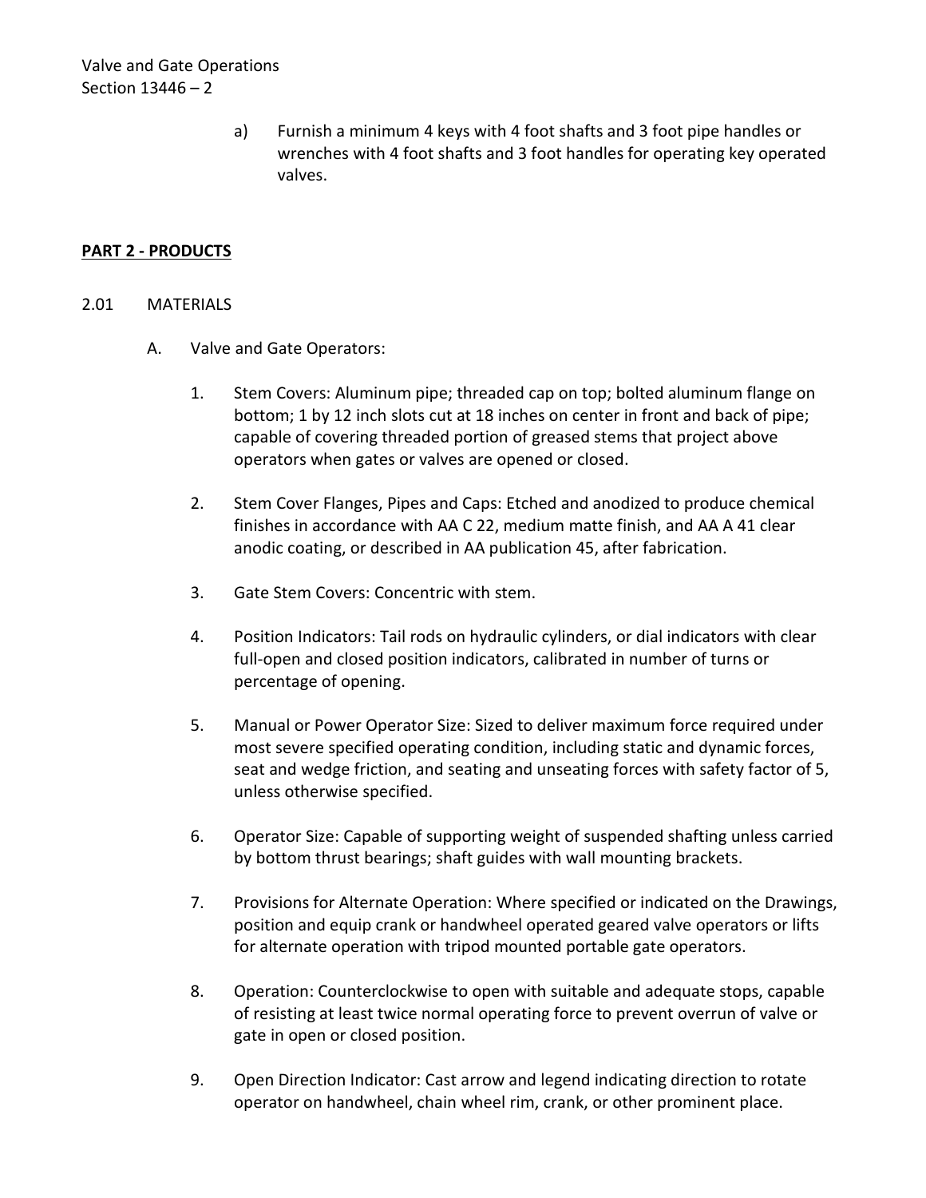a) Furnish a minimum 4 keys with 4 foot shafts and 3 foot pipe handles or wrenches with 4 foot shafts and 3 foot handles for operating key operated valves.

## PART 2 - PRODUCTS

### 2.01 MATERIALS

A. Valve and Gate Operators:

1. Stem Covers: Aluminum pipe; threaded cap on top; bolted aluminum flange on bottom; 1 by 12 inch slots cut at 18 inches on center in front and back of pipe; capable of covering threaded portion of greased stems that project above operators when gates or valves are opened or closed.

2. Stem Cover Flanges, Pipes and Caps: Etched and anodized to produce chemical finishes in accordance with AA C 22, medium matte finish, and AA A 41 clear anodic coating, or described in AA publication 45, after fabrication.

3. Gate Stem Covers: Concentric with stem.

4. Position Indicators: Tail rods on hydraulic cylinders, or dial indicators with clear full-open and closed position indicators, calibrated in number of turns or percentage of opening.

5. Manual or Power Operator Size: Sized to deliver maximum force required under most severe specified operating condition, including static and dynamic forces, seat and wedge friction, and seating and unseating forces with safety factor of 5, unless otherwise specified.

6. Operator Size: Capable of supporting weight of suspended shafting unless carried by bottom thrust bearings; shaft guides with wall mounting brackets.

7. Provisions for Alternate Operation: Where specified or indicated on the Drawings, position and equip crank or handwheel operated geared valve operators or lifts for alternate operation with tripod mounted portable gate operators.

8. Operation: Counterclockwise to open with suitable and adequate stops, capable of resisting at least twice normal operating force to prevent overrun of valve or gate in open or closed position.

9. Open Direction Indicator: Cast arrow and legend indicating direction to rotate operator on handwheel, chain wheel rim, crank, or other prominent place.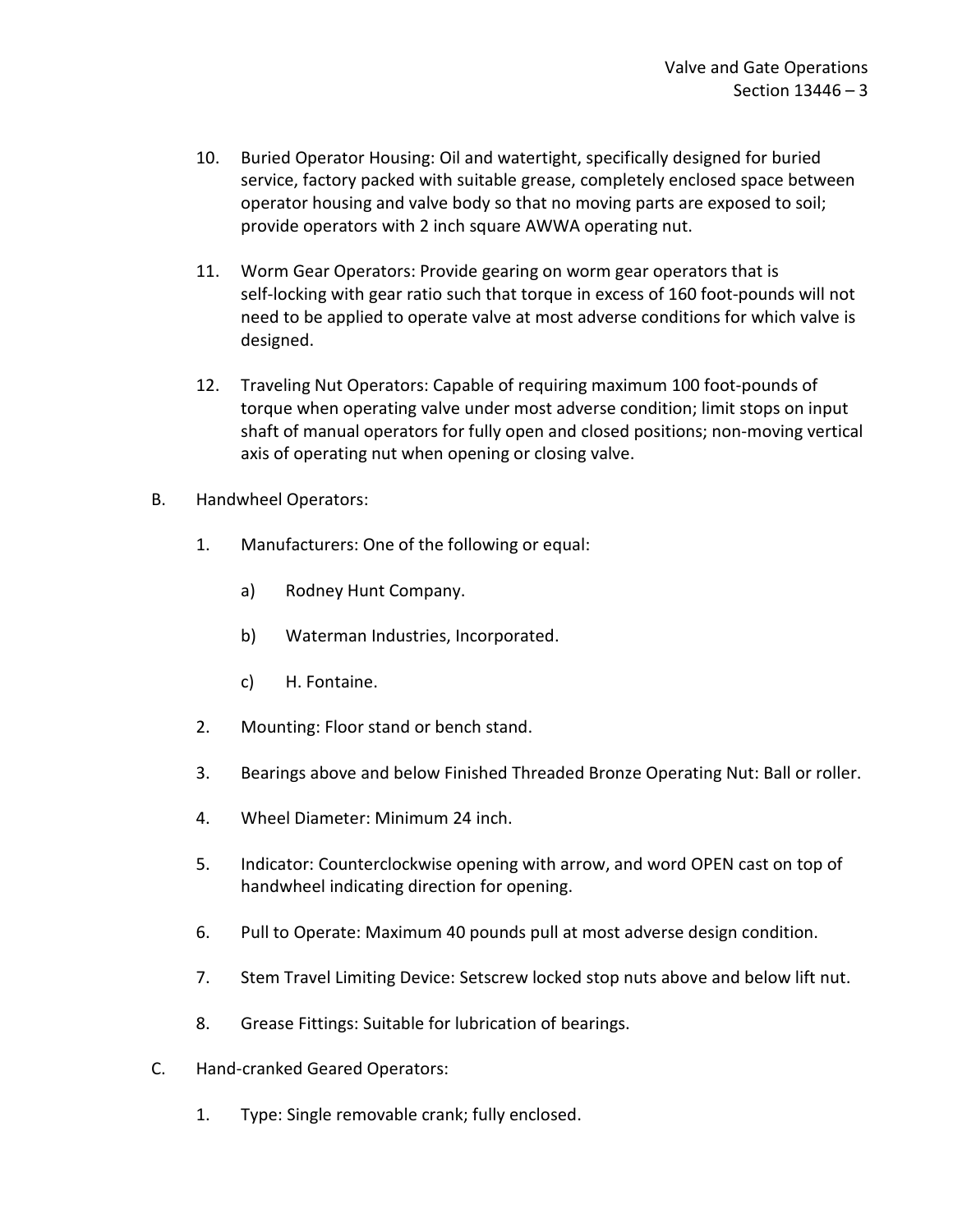10. Buried Operator Housing: Oil and watertight, specifically designed for buried service, factory packed with suitable grease, completely enclosed space between operator housing and valve body so that no moving parts are exposed to soil; provide operators with 2 inch square AWWA operating nut.

11. Worm Gear Operators: Provide gearing on worm gear operators that is self-locking with gear ratio such that torque in excess of 160 foot-pounds will not need to be applied to operate valve at most adverse conditions for which valve is designed.

12. Traveling Nut Operators: Capable of requiring maximum 100 foot-pounds of torque when operating valve under most adverse condition; limit stops on input shaft of manual operators for fully open and closed positions; non-moving vertical axis of operating nut when opening or closing valve.

B. Handwheel Operators:

1. Manufacturers: One of the following or equal:

   a) Rodney Hunt Company.

   b) Waterman Industries, Incorporated.

   c) H. Fontaine.

2. Mounting: Floor stand or bench stand.

3. Bearings above and below Finished Threaded Bronze Operating Nut: Ball or roller.

4. Wheel Diameter: Minimum 24 inch.

5. Indicator: Counterclockwise opening with arrow, and word OPEN cast on top of handwheel indicating direction for opening.

6. Pull to Operate: Maximum 40 pounds pull at most adverse design condition.

7. Stem Travel Limiting Device: Setscrew locked stop nuts above and below lift nut.

8. Grease Fittings: Suitable for lubrication of bearings.

C. Hand-cranked Geared Operators:

1. Type: Single removable crank; fully enclosed.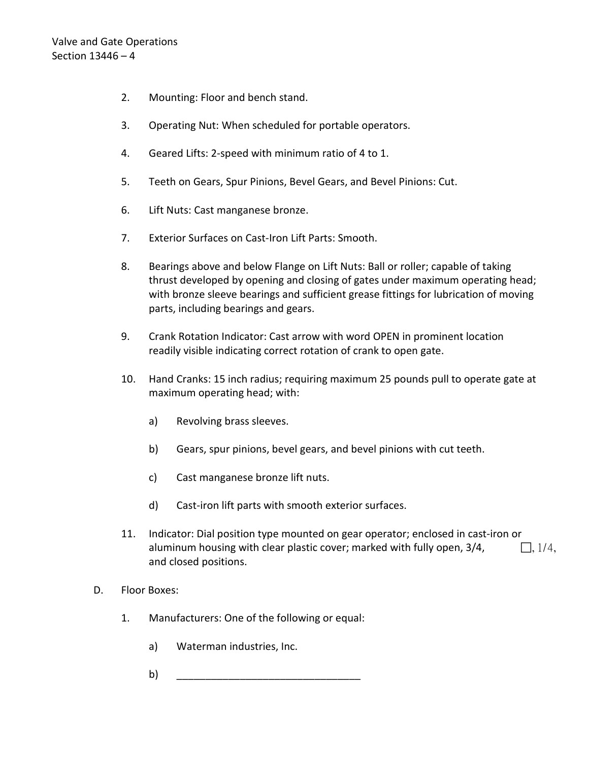2. Mounting: Floor and bench stand.

3. Operating Nut: When scheduled for portable operators.

4. Geared Lifts: 2-speed with minimum ratio of 4 to 1.

5. Teeth on Gears, Spur Pinions, Bevel Gears, and Bevel Pinions: Cut.

6. Lift Nuts: Cast manganese bronze.

7. Exterior Surfaces on Cast-Iron Lift Parts: Smooth.

8. Bearings above and below Flange on Lift Nuts: Ball or roller; capable of taking thrust developed by opening and closing of gates under maximum operating head; with bronze sleeve bearings and sufficient grease fittings for lubrication of moving parts, including bearings and gears.

9. Crank Rotation Indicator: Cast arrow with word OPEN in prominent location readily visible indicating correct rotation of crank to open gate.

10. Hand Cranks: 15 inch radius; requiring maximum 25 pounds pull to operate gate at maximum operating head; with:

    a) Revolving brass sleeves.

    b) Gears, spur pinions, bevel gears, and bevel pinions with cut teeth.

    c) Cast manganese bronze lift nuts.

    d) Cast-iron lift parts with smooth exterior surfaces.

11. Indicator: Dial position type mounted on gear operator; enclosed in cast-iron or aluminum housing with clear plastic cover; marked with fully open, 3/4, □, 1/4, and closed positions.

D. Floor Boxes:

1. Manufacturers: One of the following or equal:

    a) Waterman industries, Inc.

    b) ________________________________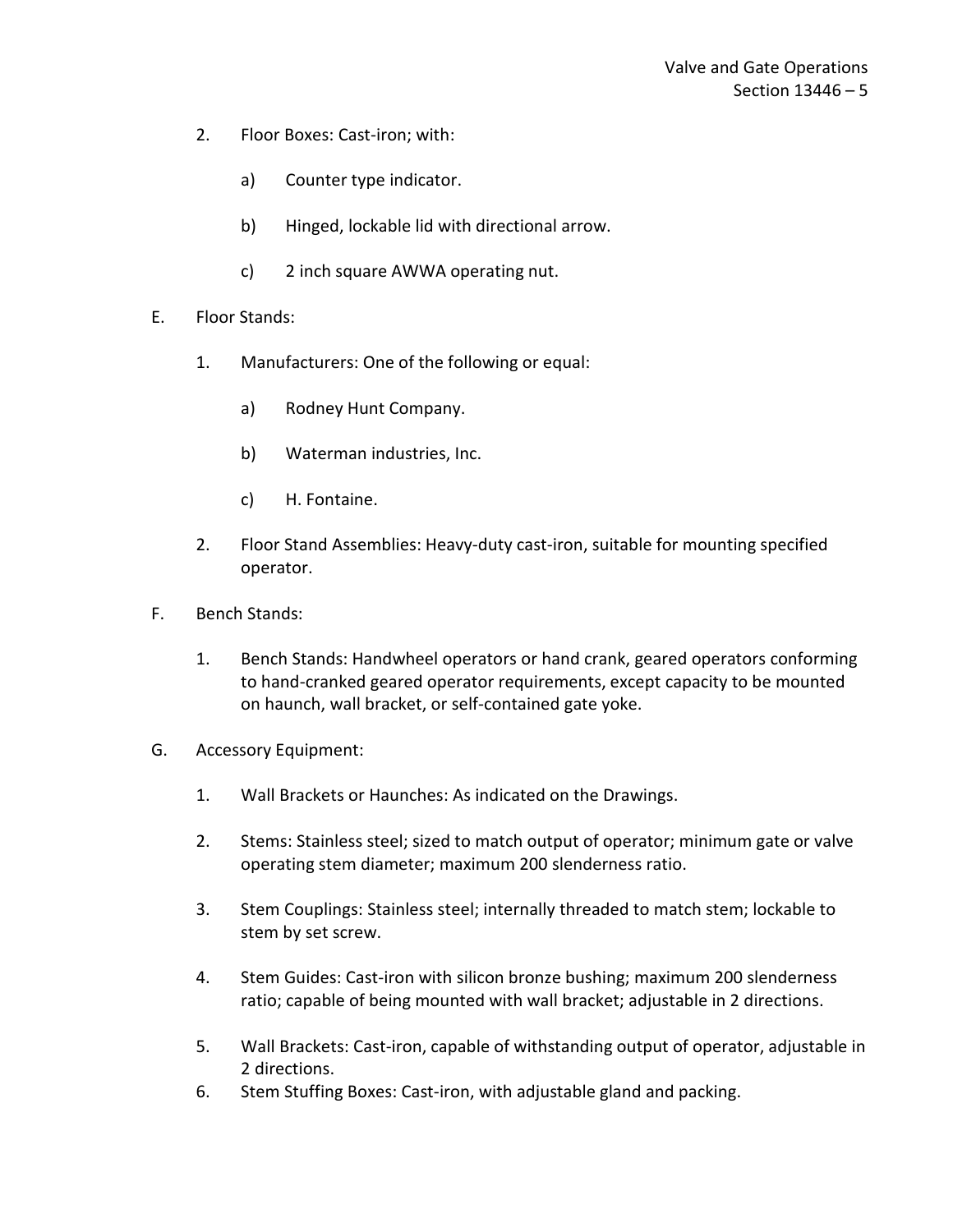2. Floor Boxes: Cast-iron; with:

   a) Counter type indicator.

   b) Hinged, lockable lid with directional arrow.

   c) 2 inch square AWWA operating nut.

E. Floor Stands:

   1. Manufacturers: One of the following or equal:

      a) Rodney Hunt Company.

      b) Waterman industries, Inc.

      c) H. Fontaine.

   2. Floor Stand Assemblies: Heavy-duty cast-iron, suitable for mounting specified operator.

F. Bench Stands:

   1. Bench Stands: Handwheel operators or hand crank, geared operators conforming to hand-cranked geared operator requirements, except capacity to be mounted on haunch, wall bracket, or self-contained gate yoke.

G. Accessory Equipment:

   1. Wall Brackets or Haunches: As indicated on the Drawings.

   2. Stems: Stainless steel; sized to match output of operator; minimum gate or valve operating stem diameter; maximum 200 slenderness ratio.

   3. Stem Couplings: Stainless steel; internally threaded to match stem; lockable to stem by set screw.

   4. Stem Guides: Cast-iron with silicon bronze bushing; maximum 200 slenderness ratio; capable of being mounted with wall bracket; adjustable in 2 directions.

   5. Wall Brackets: Cast-iron, capable of withstanding output of operator, adjustable in 2 directions.

   6. Stem Stuffing Boxes: Cast-iron, with adjustable gland and packing.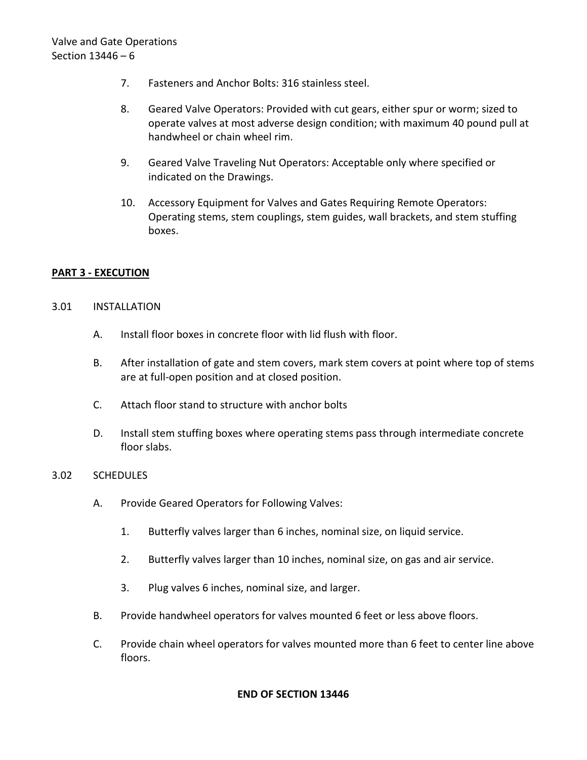7. Fasteners and Anchor Bolts: 316 stainless steel.

8. Geared Valve Operators: Provided with cut gears, either spur or worm; sized to operate valves at most adverse design condition; with maximum 40 pound pull at handwheel or chain wheel rim.

9. Geared Valve Traveling Nut Operators: Acceptable only where specified or indicated on the Drawings.

10. Accessory Equipment for Valves and Gates Requiring Remote Operators: Operating stems, stem couplings, stem guides, wall brackets, and stem stuffing boxes.

## PART 3 - EXECUTION

### 3.01 INSTALLATION

A. Install floor boxes in concrete floor with lid flush with floor.

B. After installation of gate and stem covers, mark stem covers at point where top of stems are at full-open position and at closed position.

C. Attach floor stand to structure with anchor bolts

D. Install stem stuffing boxes where operating stems pass through intermediate concrete floor slabs.

### 3.02 SCHEDULES

A. Provide Geared Operators for Following Valves:

1. Butterfly valves larger than 6 inches, nominal size, on liquid service.

2. Butterfly valves larger than 10 inches, nominal size, on gas and air service.

3. Plug valves 6 inches, nominal size, and larger.

B. Provide handwheel operators for valves mounted 6 feet or less above floors.

C. Provide chain wheel operators for valves mounted more than 6 feet to center line above floors.

**END OF SECTION 13446**